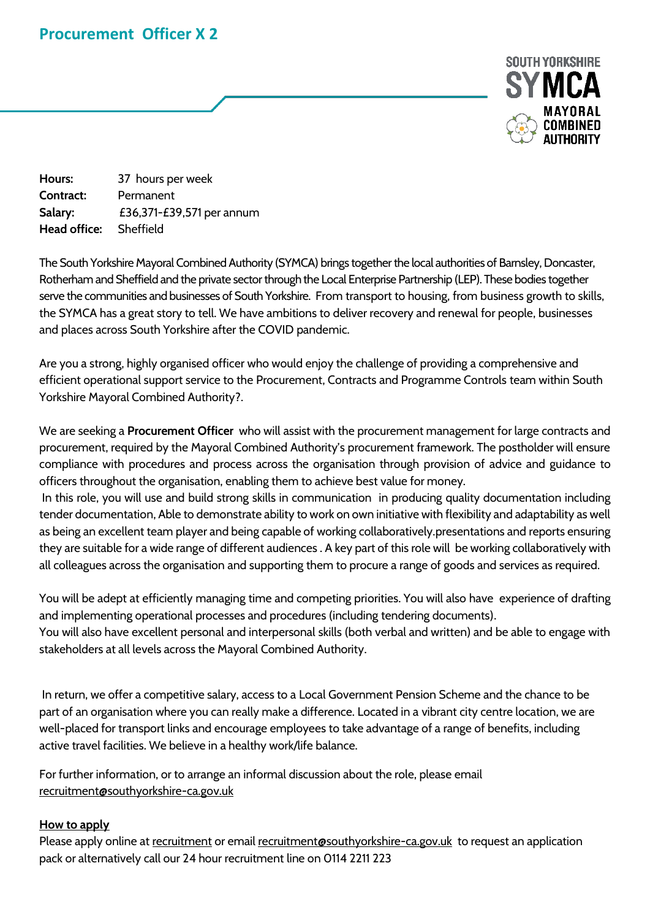# Procurement Officer X 2

SOUTH YORKSHIRE SYMCA MAYORAL COMBINED AUTHORITY

**Hours:** 37 hours per week
**Contract:** Permanent
**Salary:** £36,371-£39,571 per annum
**Head office:** Sheffield

The South Yorkshire Mayoral Combined Authority (SYMCA) brings together the local authorities of Barnsley, Doncaster, Rotherham and Sheffield and the private sector through the Local Enterprise Partnership (LEP). These bodies together serve the communities and businesses of South Yorkshire. From transport to housing, from business growth to skills, the SYMCA has a great story to tell. We have ambitions to deliver recovery and renewal for people, businesses and places across South Yorkshire after the COVID pandemic.

Are you a strong, highly organised officer who would enjoy the challenge of providing a comprehensive and efficient operational support service to the Procurement, Contracts and Programme Controls team within South Yorkshire Mayoral Combined Authority?.

We are seeking a **Procurement Officer** who will assist with the procurement management for large contracts and procurement, required by the Mayoral Combined Authority's procurement framework. The postholder will ensure compliance with procedures and process across the organisation through provision of advice and guidance to officers throughout the organisation, enabling them to achieve best value for money.

In this role, you will use and build strong skills in communication in producing quality documentation including tender documentation, Able to demonstrate ability to work on own initiative with flexibility and adaptability as well as being an excellent team player and being capable of working collaboratively.presentations and reports ensuring they are suitable for a wide range of different audiences . A key part of this role will be working collaboratively with all colleagues across the organisation and supporting them to procure a range of goods and services as required.

You will be adept at efficiently managing time and competing priorities. You will also have experience of drafting and implementing operational processes and procedures (including tendering documents).
You will also have excellent personal and interpersonal skills (both verbal and written) and be able to engage with stakeholders at all levels across the Mayoral Combined Authority.

In return, we offer a competitive salary, access to a Local Government Pension Scheme and the chance to be part of an organisation where you can really make a difference. Located in a vibrant city centre location, we are well-placed for transport links and encourage employees to take advantage of a range of benefits, including active travel facilities. We believe in a healthy work/life balance.

For further information, or to arrange an informal discussion about the role, please email recruitment@southyorkshire-ca.gov.uk

**How to apply**

Please apply online at recruitment or email recruitment@southyorkshire-ca.gov.uk to request an application pack or alternatively call our 24 hour recruitment line on 0114 2211 223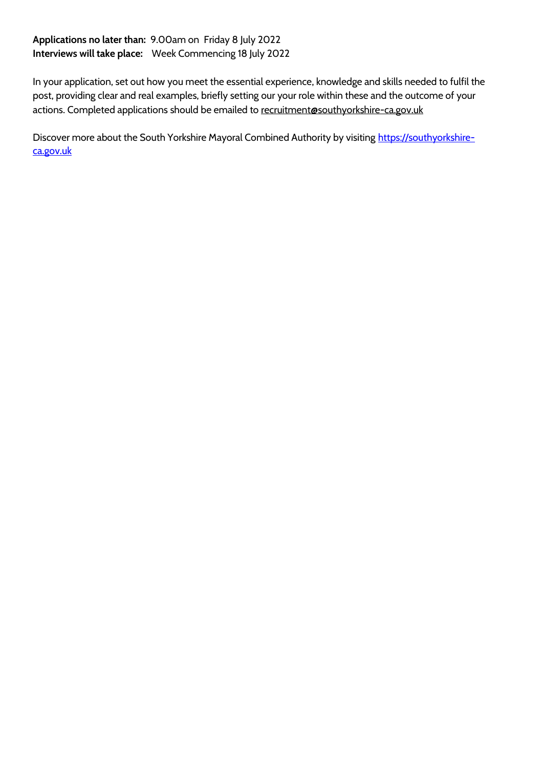**Applications no later than:** 9.00am on Friday 8 July 2022
**Interviews will take place:** Week Commencing 18 July 2022

In your application, set out how you meet the essential experience, knowledge and skills needed to fulfil the post, providing clear and real examples, briefly setting our your role within these and the outcome of your actions. Completed applications should be emailed to recruitment@southyorkshire-ca.gov.uk

Discover more about the South Yorkshire Mayoral Combined Authority by visiting https://southyorkshire-ca.gov.uk